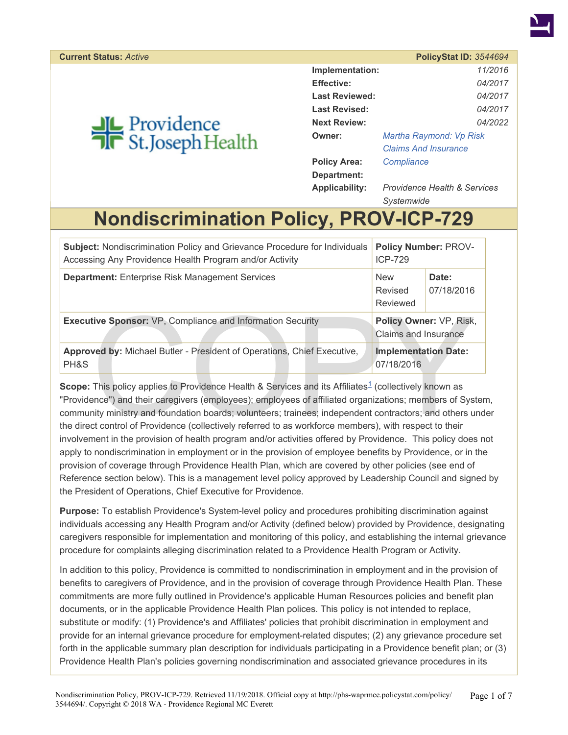| **Current Status:** *Active* | | **PolicyStat ID:** *3544694* |
|---|---|---|
| | **Implementation:** | *11/2016* |
| | **Effective:** | *04/2017* |
| | **Last Reviewed:** | *04/2017* |
| | **Last Revised:** | *04/2017* |
| | **Next Review:** | *04/2022* |
| | **Owner:** | *Martha Raymond: Vp Risk Claims And Insurance* |
| | **Policy Area:** | *Compliance* |
| | **Department:** | |
| | **Applicability:** | *Providence Health & Services Systemwide* |

# Nondiscrimination Policy, PROV-ICP-729

| **Subject:** Nondiscrimination Policy and Grievance Procedure for Individuals Accessing Any Providence Health Program and/or Activity | **Policy Number:** PROV-ICP-729 | |
|---|---|---|
| **Department:** Enterprise Risk Management Services | New<br>Revised<br>Reviewed | **Date:** 07/18/2016 |
| **Executive Sponsor:** VP, Compliance and Information Security | **Policy Owner:** VP, Risk, Claims and Insurance | |
| **Approved by:** Michael Butler - President of Operations, Chief Executive, PH&S | **Implementation Date:** 07/18/2016 | |

**Scope:** This policy applies to Providence Health & Services and its Affiliates[1] (collectively known as "Providence") and their caregivers (employees); employees of affiliated organizations; members of System, community ministry and foundation boards; volunteers; trainees; independent contractors; and others under the direct control of Providence (collectively referred to as workforce members), with respect to their involvement in the provision of health program and/or activities offered by Providence. This policy does not apply to nondiscrimination in employment or in the provision of employee benefits by Providence, or in the provision of coverage through Providence Health Plan, which are covered by other policies (see end of Reference section below). This is a management level policy approved by Leadership Council and signed by the President of Operations, Chief Executive for Providence.

**Purpose:** To establish Providence's System-level policy and procedures prohibiting discrimination against individuals accessing any Health Program and/or Activity (defined below) provided by Providence, designating caregivers responsible for implementation and monitoring of this policy, and establishing the internal grievance procedure for complaints alleging discrimination related to a Providence Health Program or Activity.

In addition to this policy, Providence is committed to nondiscrimination in employment and in the provision of benefits to caregivers of Providence, and in the provision of coverage through Providence Health Plan. These commitments are more fully outlined in Providence's applicable Human Resources policies and benefit plan documents, or in the applicable Providence Health Plan polices. This policy is not intended to replace, substitute or modify: (1) Providence's and Affiliates' policies that prohibit discrimination in employment and provide for an internal grievance procedure for employment-related disputes; (2) any grievance procedure set forth in the applicable summary plan description for individuals participating in a Providence benefit plan; or (3) Providence Health Plan's policies governing nondiscrimination and associated grievance procedures in its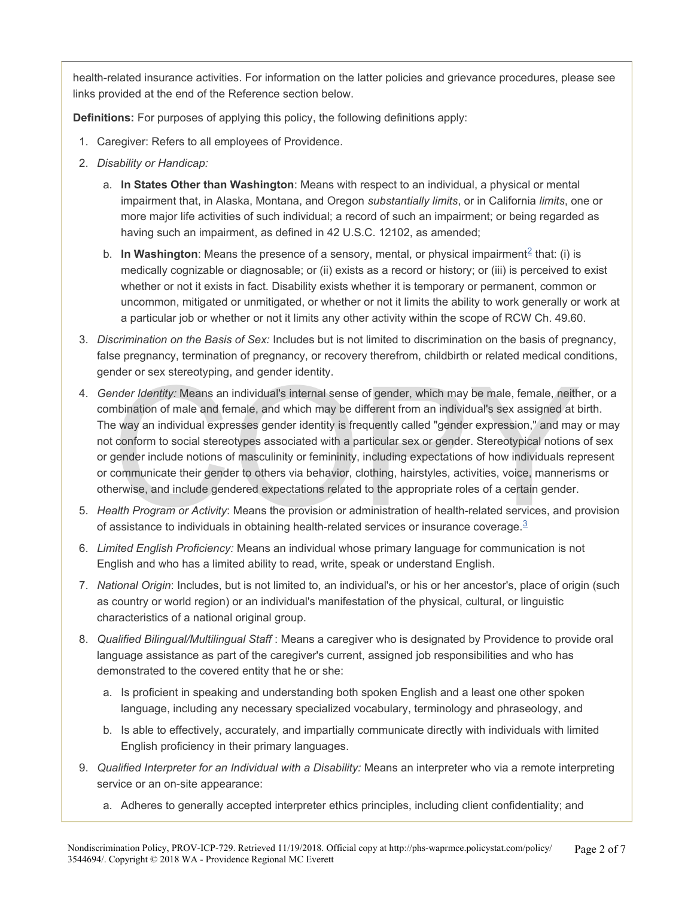health-related insurance activities. For information on the latter policies and grievance procedures, please see links provided at the end of the Reference section below.

**Definitions:** For purposes of applying this policy, the following definitions apply:

1. Caregiver: Refers to all employees of Providence.
2. *Disability or Handicap:*
   a. **In States Other than Washington**: Means with respect to an individual, a physical or mental impairment that, in Alaska, Montana, and Oregon *substantially limits*, or in California *limits*, one or more major life activities of such individual; a record of such an impairment; or being regarded as having such an impairment, as defined in 42 U.S.C. 12102, as amended;
   b. **In Washington**: Means the presence of a sensory, mental, or physical impairment[2] that: (i) is medically cognizable or diagnosable; or (ii) exists as a record or history; or (iii) is perceived to exist whether or not it exists in fact. Disability exists whether it is temporary or permanent, common or uncommon, mitigated or unmitigated, or whether or not it limits the ability to work generally or work at a particular job or whether or not it limits any other activity within the scope of RCW Ch. 49.60.
3. *Discrimination on the Basis of Sex:* Includes but is not limited to discrimination on the basis of pregnancy, false pregnancy, termination of pregnancy, or recovery therefrom, childbirth or related medical conditions, gender or sex stereotyping, and gender identity.
4. *Gender Identity:* Means an individual's internal sense of gender, which may be male, female, neither, or a combination of male and female, and which may be different from an individual's sex assigned at birth. The way an individual expresses gender identity is frequently called "gender expression," and may or may not conform to social stereotypes associated with a particular sex or gender. Stereotypical notions of sex or gender include notions of masculinity or femininity, including expectations of how individuals represent or communicate their gender to others via behavior, clothing, hairstyles, activities, voice, mannerisms or otherwise, and include gendered expectations related to the appropriate roles of a certain gender.
5. *Health Program or Activity*: Means the provision or administration of health-related services, and provision of assistance to individuals in obtaining health-related services or insurance coverage.[3]
6. *Limited English Proficiency:* Means an individual whose primary language for communication is not English and who has a limited ability to read, write, speak or understand English.
7. *National Origin*: Includes, but is not limited to, an individual's, or his or her ancestor's, place of origin (such as country or world region) or an individual's manifestation of the physical, cultural, or linguistic characteristics of a national original group.
8. *Qualified Bilingual/Multilingual Staff* : Means a caregiver who is designated by Providence to provide oral language assistance as part of the caregiver's current, assigned job responsibilities and who has demonstrated to the covered entity that he or she:
   a. Is proficient in speaking and understanding both spoken English and a least one other spoken language, including any necessary specialized vocabulary, terminology and phraseology, and
   b. Is able to effectively, accurately, and impartially communicate directly with individuals with limited English proficiency in their primary languages.
9. *Qualified Interpreter for an Individual with a Disability:* Means an interpreter who via a remote interpreting service or an on-site appearance:
   a. Adheres to generally accepted interpreter ethics principles, including client confidentiality; and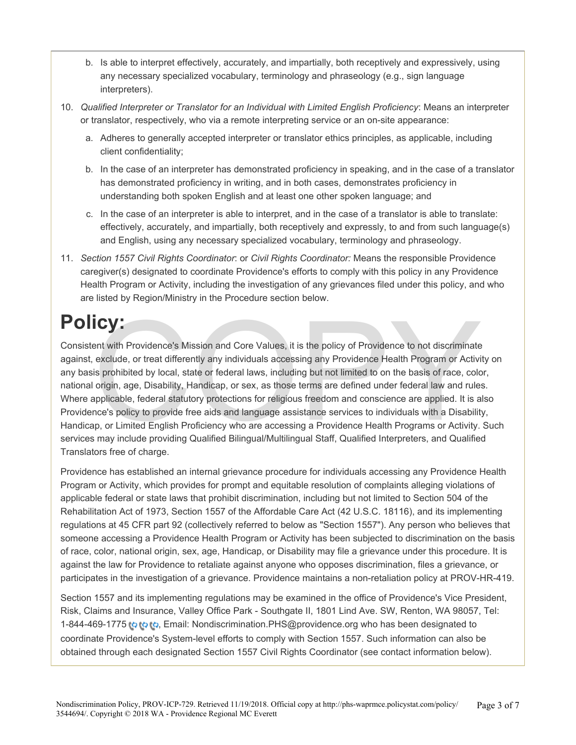b. Is able to interpret effectively, accurately, and impartially, both receptively and expressively, using any necessary specialized vocabulary, terminology and phraseology (e.g., sign language interpreters).

10. *Qualified Interpreter or Translator for an Individual with Limited English Proficiency*: Means an interpreter or translator, respectively, who via a remote interpreting service or an on-site appearance:

    a. Adheres to generally accepted interpreter or translator ethics principles, as applicable, including client confidentiality;

    b. In the case of an interpreter has demonstrated proficiency in speaking, and in the case of a translator has demonstrated proficiency in writing, and in both cases, demonstrates proficiency in understanding both spoken English and at least one other spoken language; and

    c. In the case of an interpreter is able to interpret, and in the case of a translator is able to translate: effectively, accurately, and impartially, both receptively and expressly, to and from such language(s) and English, using any necessary specialized vocabulary, terminology and phraseology.

11. *Section 1557 Civil Rights Coordinator*: or *Civil Rights Coordinator:* Means the responsible Providence caregiver(s) designated to coordinate Providence's efforts to comply with this policy in any Providence Health Program or Activity, including the investigation of any grievances filed under this policy, and who are listed by Region/Ministry in the Procedure section below.

# Policy:

Consistent with Providence's Mission and Core Values, it is the policy of Providence to not discriminate against, exclude, or treat differently any individuals accessing any Providence Health Program or Activity on any basis prohibited by local, state or federal laws, including but not limited to on the basis of race, color, national origin, age, Disability, Handicap, or sex, as those terms are defined under federal law and rules. Where applicable, federal statutory protections for religious freedom and conscience are applied. It is also Providence's policy to provide free aids and language assistance services to individuals with a Disability, Handicap, or Limited English Proficiency who are accessing a Providence Health Programs or Activity. Such services may include providing Qualified Bilingual/Multilingual Staff, Qualified Interpreters, and Qualified Translators free of charge.

Providence has established an internal grievance procedure for individuals accessing any Providence Health Program or Activity, which provides for prompt and equitable resolution of complaints alleging violations of applicable federal or state laws that prohibit discrimination, including but not limited to Section 504 of the Rehabilitation Act of 1973, Section 1557 of the Affordable Care Act (42 U.S.C. 18116), and its implementing regulations at 45 CFR part 92 (collectively referred to below as "Section 1557"). Any person who believes that someone accessing a Providence Health Program or Activity has been subjected to discrimination on the basis of race, color, national origin, sex, age, Handicap, or Disability may file a grievance under this procedure. It is against the law for Providence to retaliate against anyone who opposes discrimination, files a grievance, or participates in the investigation of a grievance. Providence maintains a non-retaliation policy at PROV-HR-419.

Section 1557 and its implementing regulations may be examined in the office of Providence's Vice President, Risk, Claims and Insurance, Valley Office Park - Southgate II, 1801 Lind Ave. SW, Renton, WA 98057, Tel: 1-844-469-1775, Email: Nondiscrimination.PHS@providence.org who has been designated to coordinate Providence's System-level efforts to comply with Section 1557. Such information can also be obtained through each designated Section 1557 Civil Rights Coordinator (see contact information below).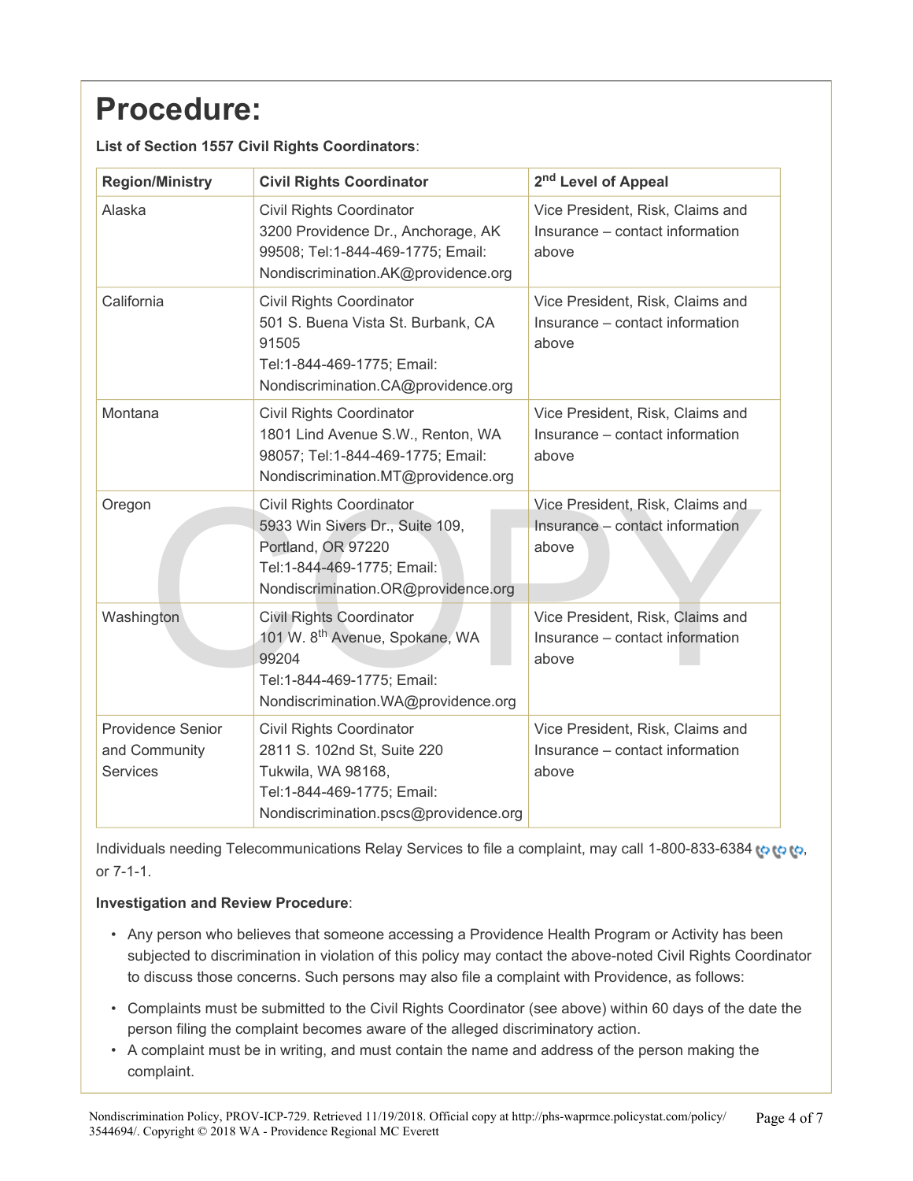# Procedure:

**List of Section 1557 Civil Rights Coordinators**:

| Region/Ministry | Civil Rights Coordinator | 2nd Level of Appeal |
|---|---|---|
| Alaska | Civil Rights Coordinator 3200 Providence Dr., Anchorage, AK 99508; Tel:1-844-469-1775; Email: Nondiscrimination.AK@providence.org | Vice President, Risk, Claims and Insurance – contact information above |
| California | Civil Rights Coordinator 501 S. Buena Vista St. Burbank, CA 91505 Tel:1-844-469-1775; Email: Nondiscrimination.CA@providence.org | Vice President, Risk, Claims and Insurance – contact information above |
| Montana | Civil Rights Coordinator 1801 Lind Avenue S.W., Renton, WA 98057; Tel:1-844-469-1775; Email: Nondiscrimination.MT@providence.org | Vice President, Risk, Claims and Insurance – contact information above |
| Oregon | Civil Rights Coordinator 5933 Win Sivers Dr., Suite 109, Portland, OR 97220 Tel:1-844-469-1775; Email: Nondiscrimination.OR@providence.org | Vice President, Risk, Claims and Insurance – contact information above |
| Washington | Civil Rights Coordinator 101 W. 8th Avenue, Spokane, WA 99204 Tel:1-844-469-1775; Email: Nondiscrimination.WA@providence.org | Vice President, Risk, Claims and Insurance – contact information above |
| Providence Senior and Community Services | Civil Rights Coordinator 2811 S. 102nd St, Suite 220 Tukwila, WA 98168, Tel:1-844-469-1775; Email: Nondiscrimination.pscs@providence.org | Vice President, Risk, Claims and Insurance – contact information above |

Individuals needing Telecommunications Relay Services to file a complaint, may call 1-800-833-6384, or 7-1-1.

**Investigation and Review Procedure**:

- Any person who believes that someone accessing a Providence Health Program or Activity has been subjected to discrimination in violation of this policy may contact the above-noted Civil Rights Coordinator to discuss those concerns. Such persons may also file a complaint with Providence, as follows:
- Complaints must be submitted to the Civil Rights Coordinator (see above) within 60 days of the date the person filing the complaint becomes aware of the alleged discriminatory action.
- A complaint must be in writing, and must contain the name and address of the person making the complaint.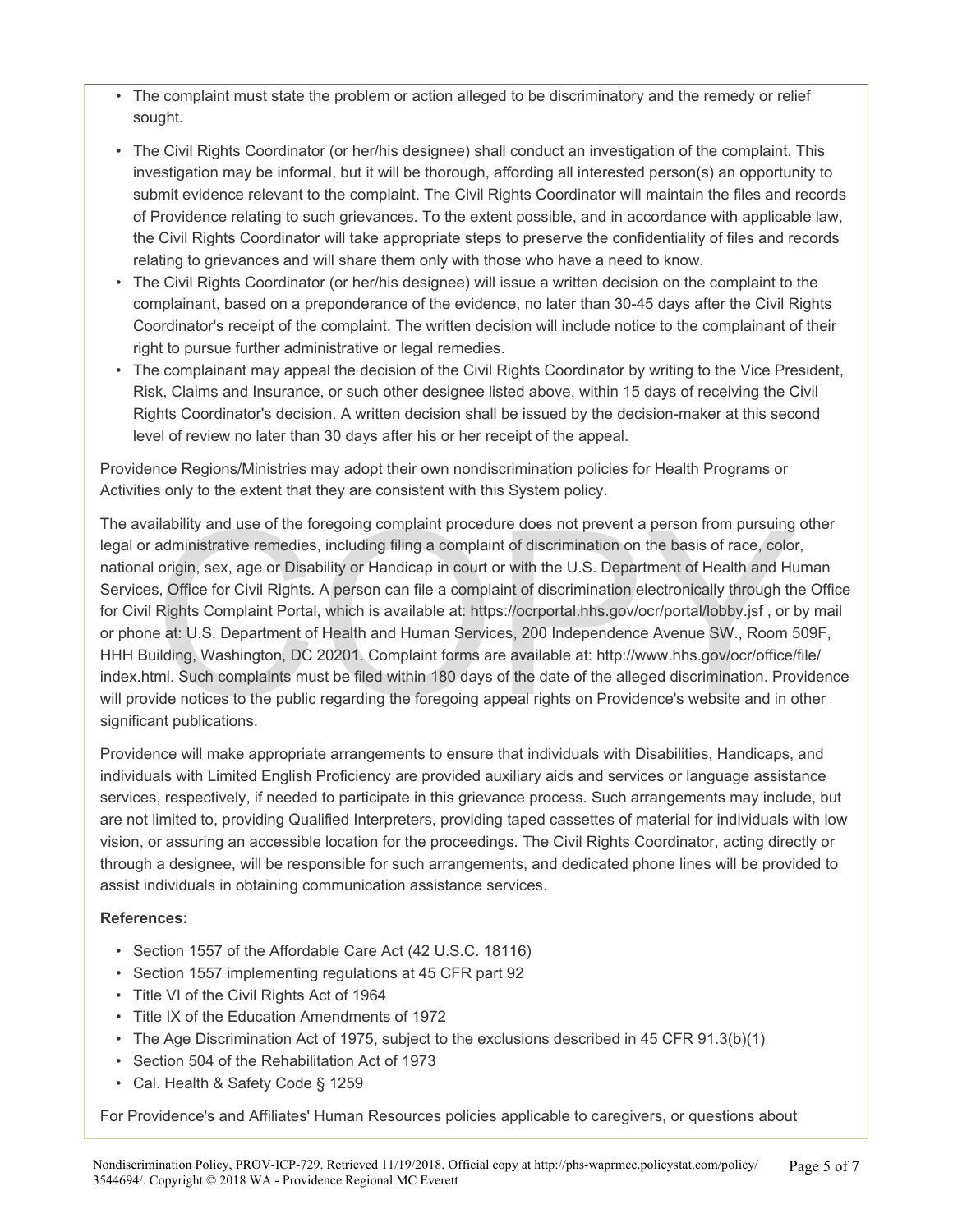- The complaint must state the problem or action alleged to be discriminatory and the remedy or relief sought.
- The Civil Rights Coordinator (or her/his designee) shall conduct an investigation of the complaint. This investigation may be informal, but it will be thorough, affording all interested person(s) an opportunity to submit evidence relevant to the complaint. The Civil Rights Coordinator will maintain the files and records of Providence relating to such grievances. To the extent possible, and in accordance with applicable law, the Civil Rights Coordinator will take appropriate steps to preserve the confidentiality of files and records relating to grievances and will share them only with those who have a need to know.
- The Civil Rights Coordinator (or her/his designee) will issue a written decision on the complaint to the complainant, based on a preponderance of the evidence, no later than 30-45 days after the Civil Rights Coordinator's receipt of the complaint. The written decision will include notice to the complainant of their right to pursue further administrative or legal remedies.
- The complainant may appeal the decision of the Civil Rights Coordinator by writing to the Vice President, Risk, Claims and Insurance, or such other designee listed above, within 15 days of receiving the Civil Rights Coordinator's decision. A written decision shall be issued by the decision-maker at this second level of review no later than 30 days after his or her receipt of the appeal.

Providence Regions/Ministries may adopt their own nondiscrimination policies for Health Programs or Activities only to the extent that they are consistent with this System policy.

The availability and use of the foregoing complaint procedure does not prevent a person from pursuing other legal or administrative remedies, including filing a complaint of discrimination on the basis of race, color, national origin, sex, age or Disability or Handicap in court or with the U.S. Department of Health and Human Services, Office for Civil Rights. A person can file a complaint of discrimination electronically through the Office for Civil Rights Complaint Portal, which is available at: https://ocrportal.hhs.gov/ocr/portal/lobby.jsf , or by mail or phone at: U.S. Department of Health and Human Services, 200 Independence Avenue SW., Room 509F, HHH Building, Washington, DC 20201. Complaint forms are available at: http://www.hhs.gov/ocr/office/file/index.html. Such complaints must be filed within 180 days of the date of the alleged discrimination. Providence will provide notices to the public regarding the foregoing appeal rights on Providence's website and in other significant publications.

Providence will make appropriate arrangements to ensure that individuals with Disabilities, Handicaps, and individuals with Limited English Proficiency are provided auxiliary aids and services or language assistance services, respectively, if needed to participate in this grievance process. Such arrangements may include, but are not limited to, providing Qualified Interpreters, providing taped cassettes of material for individuals with low vision, or assuring an accessible location for the proceedings. The Civil Rights Coordinator, acting directly or through a designee, will be responsible for such arrangements, and dedicated phone lines will be provided to assist individuals in obtaining communication assistance services.

**References:**

- Section 1557 of the Affordable Care Act (42 U.S.C. 18116)
- Section 1557 implementing regulations at 45 CFR part 92
- Title VI of the Civil Rights Act of 1964
- Title IX of the Education Amendments of 1972
- The Age Discrimination Act of 1975, subject to the exclusions described in 45 CFR 91.3(b)(1)
- Section 504 of the Rehabilitation Act of 1973
- Cal. Health & Safety Code § 1259

For Providence's and Affiliates' Human Resources policies applicable to caregivers, or questions about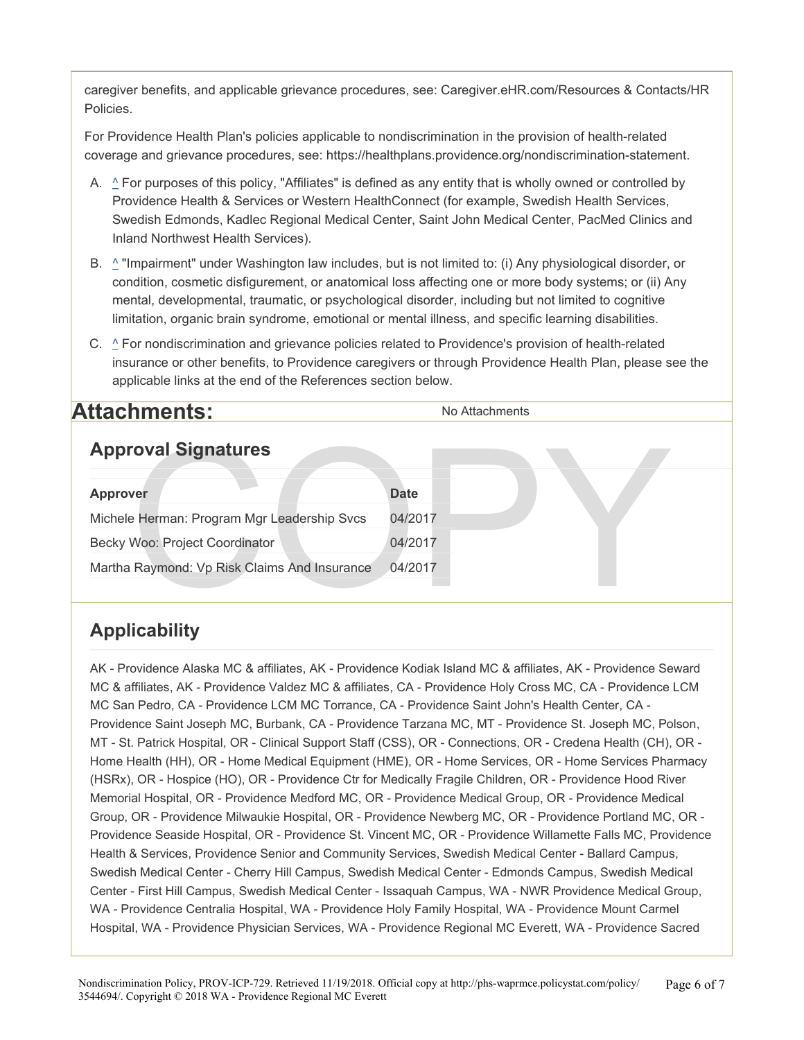caregiver benefits, and applicable grievance procedures, see: Caregiver.eHR.com/Resources & Contacts/HR Policies.

For Providence Health Plan's policies applicable to nondiscrimination in the provision of health-related coverage and grievance procedures, see: https://healthplans.providence.org/nondiscrimination-statement.

A. ^ For purposes of this policy, "Affiliates" is defined as any entity that is wholly owned or controlled by Providence Health & Services or Western HealthConnect (for example, Swedish Health Services, Swedish Edmonds, Kadlec Regional Medical Center, Saint John Medical Center, PacMed Clinics and Inland Northwest Health Services).

B. ^ "Impairment" under Washington law includes, but is not limited to: (i) Any physiological disorder, or condition, cosmetic disfigurement, or anatomical loss affecting one or more body systems; or (ii) Any mental, developmental, traumatic, or psychological disorder, including but not limited to cognitive limitation, organic brain syndrome, emotional or mental illness, and specific learning disabilities.

C. ^ For nondiscrimination and grievance policies related to Providence's provision of health-related insurance or other benefits, to Providence caregivers or through Providence Health Plan, please see the applicable links at the end of the References section below.

# Attachments:

No Attachments

## Approval Signatures

| Approver | Date |
| --- | --- |
| Michele Herman: Program Mgr Leadership Svcs | 04/2017 |
| Becky Woo: Project Coordinator | 04/2017 |
| Martha Raymond: Vp Risk Claims And Insurance | 04/2017 |

## Applicability

AK - Providence Alaska MC & affiliates, AK - Providence Kodiak Island MC & affiliates, AK - Providence Seward MC & affiliates, AK - Providence Valdez MC & affiliates, CA - Providence Holy Cross MC, CA - Providence LCM MC San Pedro, CA - Providence LCM MC Torrance, CA - Providence Saint John's Health Center, CA - Providence Saint Joseph MC, Burbank, CA - Providence Tarzana MC, MT - Providence St. Joseph MC, Polson, MT - St. Patrick Hospital, OR - Clinical Support Staff (CSS), OR - Connections, OR - Credena Health (CH), OR - Home Health (HH), OR - Home Medical Equipment (HME), OR - Home Services, OR - Home Services Pharmacy (HSRx), OR - Hospice (HO), OR - Providence Ctr for Medically Fragile Children, OR - Providence Hood River Memorial Hospital, OR - Providence Medford MC, OR - Providence Medical Group, OR - Providence Medical Group, OR - Providence Milwaukie Hospital, OR - Providence Newberg MC, OR - Providence Portland MC, OR - Providence Seaside Hospital, OR - Providence St. Vincent MC, OR - Providence Willamette Falls MC, Providence Health & Services, Providence Senior and Community Services, Swedish Medical Center - Ballard Campus, Swedish Medical Center - Cherry Hill Campus, Swedish Medical Center - Edmonds Campus, Swedish Medical Center - First Hill Campus, Swedish Medical Center - Issaquah Campus, WA - NWR Providence Medical Group, WA - Providence Centralia Hospital, WA - Providence Holy Family Hospital, WA - Providence Mount Carmel Hospital, WA - Providence Physician Services, WA - Providence Regional MC Everett, WA - Providence Sacred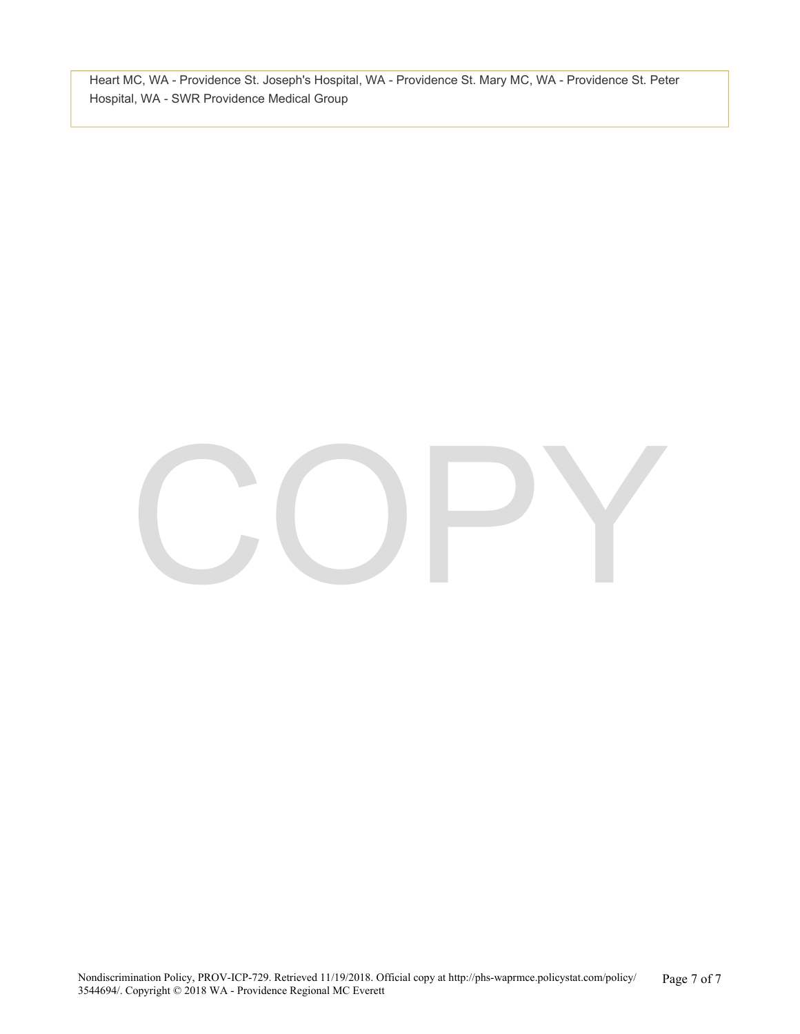Heart MC, WA - Providence St. Joseph's Hospital, WA - Providence St. Mary MC, WA - Providence St. Peter Hospital, WA - SWR Providence Medical Group